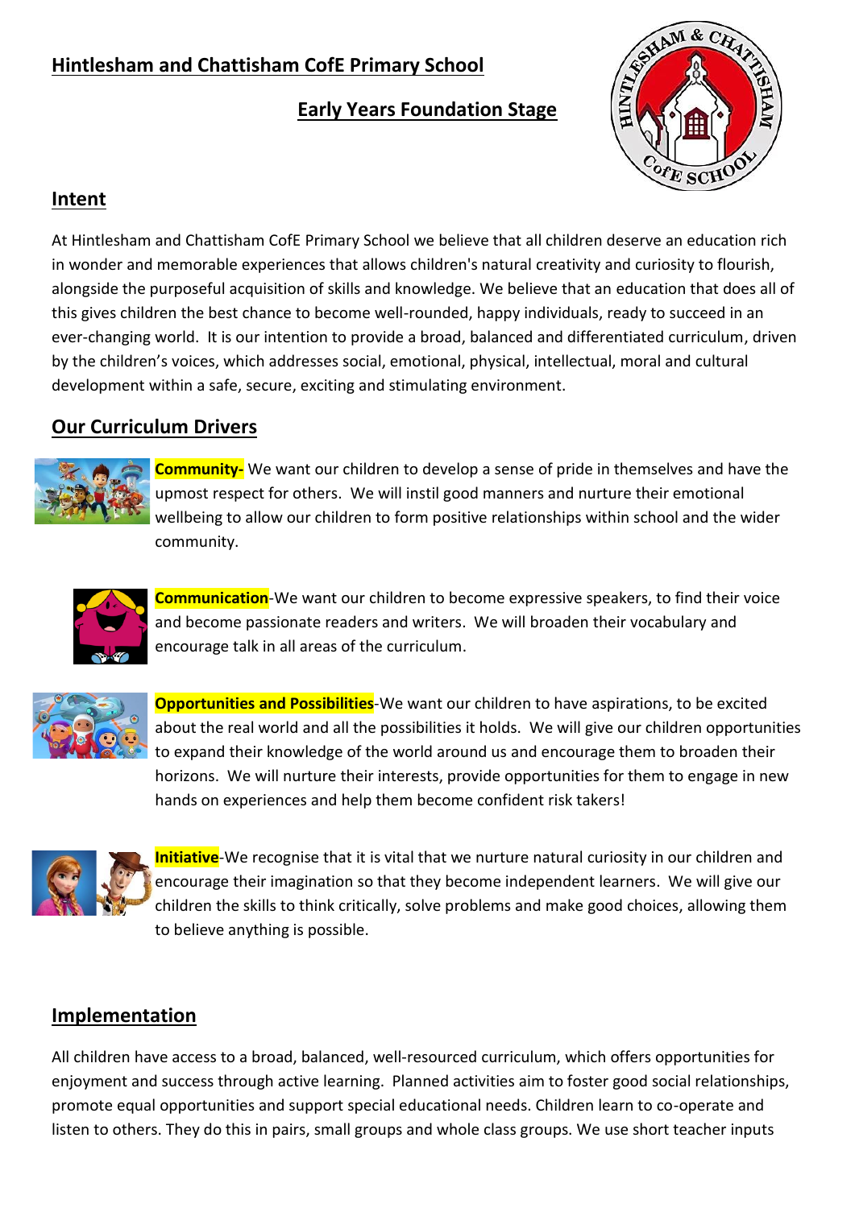# Hintlesham and Chattisham CofE Primary School

## Early Years Foundation Stage

## Intent

At Hintlesham and Chattisham CofE Primary School we believe that all children deserve an education rich in wonder and memorable experiences that allows children's natural creativity and curiosity to flourish, alongside the purposeful acquisition of skills and knowledge. We believe that an education that does all of this gives children the best chance to become well-rounded, happy individuals, ready to succeed in an ever-changing world. It is our intention to provide a broad, balanced and differentiated curriculum, driven by the children's voices, which addresses social, emotional, physical, intellectual, moral and cultural development within a safe, secure, exciting and stimulating environment.

## Our Curriculum Drivers

**Community-** We want our children to develop a sense of pride in themselves and have the upmost respect for others. We will instil good manners and nurture their emotional wellbeing to allow our children to form positive relationships within school and the wider community.

**Communication**-We want our children to become expressive speakers, to find their voice and become passionate readers and writers. We will broaden their vocabulary and encourage talk in all areas of the curriculum.

**Opportunities and Possibilities**-We want our children to have aspirations, to be excited about the real world and all the possibilities it holds. We will give our children opportunities to expand their knowledge of the world around us and encourage them to broaden their horizons. We will nurture their interests, provide opportunities for them to engage in new hands on experiences and help them become confident risk takers!

**Initiative**-We recognise that it is vital that we nurture natural curiosity in our children and encourage their imagination so that they become independent learners. We will give our children the skills to think critically, solve problems and make good choices, allowing them to believe anything is possible.

## Implementation

All children have access to a broad, balanced, well-resourced curriculum, which offers opportunities for enjoyment and success through active learning. Planned activities aim to foster good social relationships, promote equal opportunities and support special educational needs. Children learn to co-operate and listen to others. They do this in pairs, small groups and whole class groups. We use short teacher inputs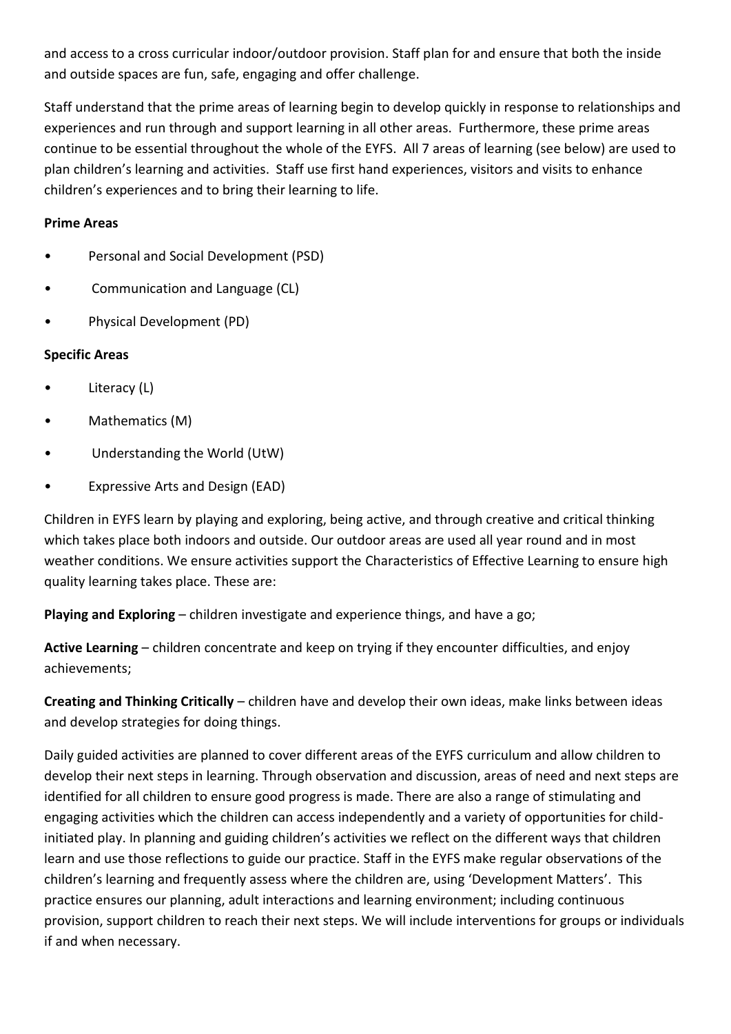and access to a cross curricular indoor/outdoor provision. Staff plan for and ensure that both the inside and outside spaces are fun, safe, engaging and offer challenge.

Staff understand that the prime areas of learning begin to develop quickly in response to relationships and experiences and run through and support learning in all other areas. Furthermore, these prime areas continue to be essential throughout the whole of the EYFS. All 7 areas of learning (see below) are used to plan children's learning and activities. Staff use first hand experiences, visitors and visits to enhance children's experiences and to bring their learning to life.

**Prime Areas**

- Personal and Social Development (PSD)
- Communication and Language (CL)
- Physical Development (PD)

**Specific Areas**

- Literacy (L)
- Mathematics (M)
- Understanding the World (UtW)
- Expressive Arts and Design (EAD)

Children in EYFS learn by playing and exploring, being active, and through creative and critical thinking which takes place both indoors and outside. Our outdoor areas are used all year round and in most weather conditions. We ensure activities support the Characteristics of Effective Learning to ensure high quality learning takes place. These are:

**Playing and Exploring** – children investigate and experience things, and have a go;

**Active Learning** – children concentrate and keep on trying if they encounter difficulties, and enjoy achievements;

**Creating and Thinking Critically** – children have and develop their own ideas, make links between ideas and develop strategies for doing things.

Daily guided activities are planned to cover different areas of the EYFS curriculum and allow children to develop their next steps in learning. Through observation and discussion, areas of need and next steps are identified for all children to ensure good progress is made. There are also a range of stimulating and engaging activities which the children can access independently and a variety of opportunities for child-initiated play. In planning and guiding children's activities we reflect on the different ways that children learn and use those reflections to guide our practice. Staff in the EYFS make regular observations of the children's learning and frequently assess where the children are, using 'Development Matters'. This practice ensures our planning, adult interactions and learning environment; including continuous provision, support children to reach their next steps. We will include interventions for groups or individuals if and when necessary.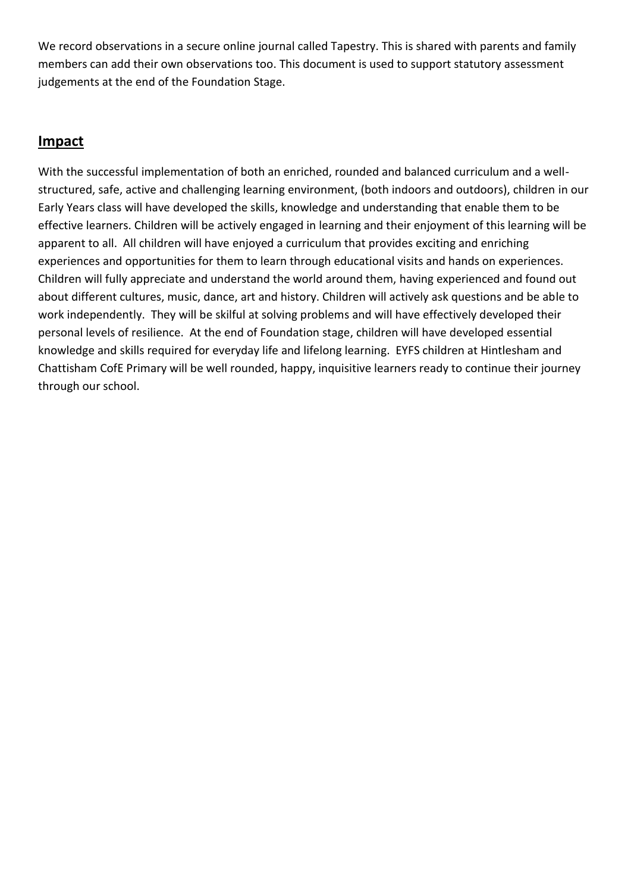We record observations in a secure online journal called Tapestry. This is shared with parents and family members can add their own observations too. This document is used to support statutory assessment judgements at the end of the Foundation Stage.

## **Impact**

With the successful implementation of both an enriched, rounded and balanced curriculum and a well-structured, safe, active and challenging learning environment, (both indoors and outdoors), children in our Early Years class will have developed the skills, knowledge and understanding that enable them to be effective learners. Children will be actively engaged in learning and their enjoyment of this learning will be apparent to all. All children will have enjoyed a curriculum that provides exciting and enriching experiences and opportunities for them to learn through educational visits and hands on experiences. Children will fully appreciate and understand the world around them, having experienced and found out about different cultures, music, dance, art and history. Children will actively ask questions and be able to work independently. They will be skilful at solving problems and will have effectively developed their personal levels of resilience. At the end of Foundation stage, children will have developed essential knowledge and skills required for everyday life and lifelong learning. EYFS children at Hintlesham and Chattisham CofE Primary will be well rounded, happy, inquisitive learners ready to continue their journey through our school.